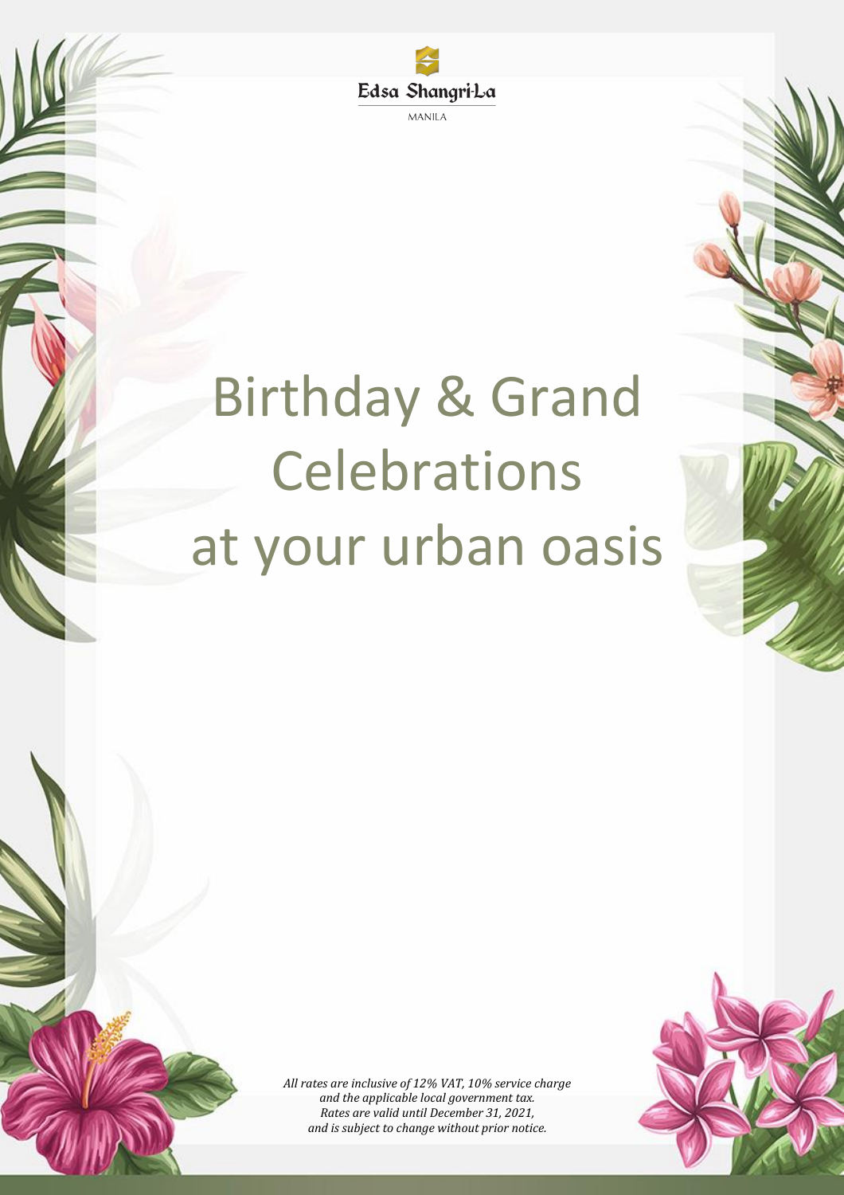Edsa Shangri-La

MANILA

# Birthday & Grand Celebrations at your urban oasis

*All rates are inclusive of 12% VAT, 10% service charge and the applicable local government tax. Rates are valid until December 31, 2021, and is subject to change without prior notice.*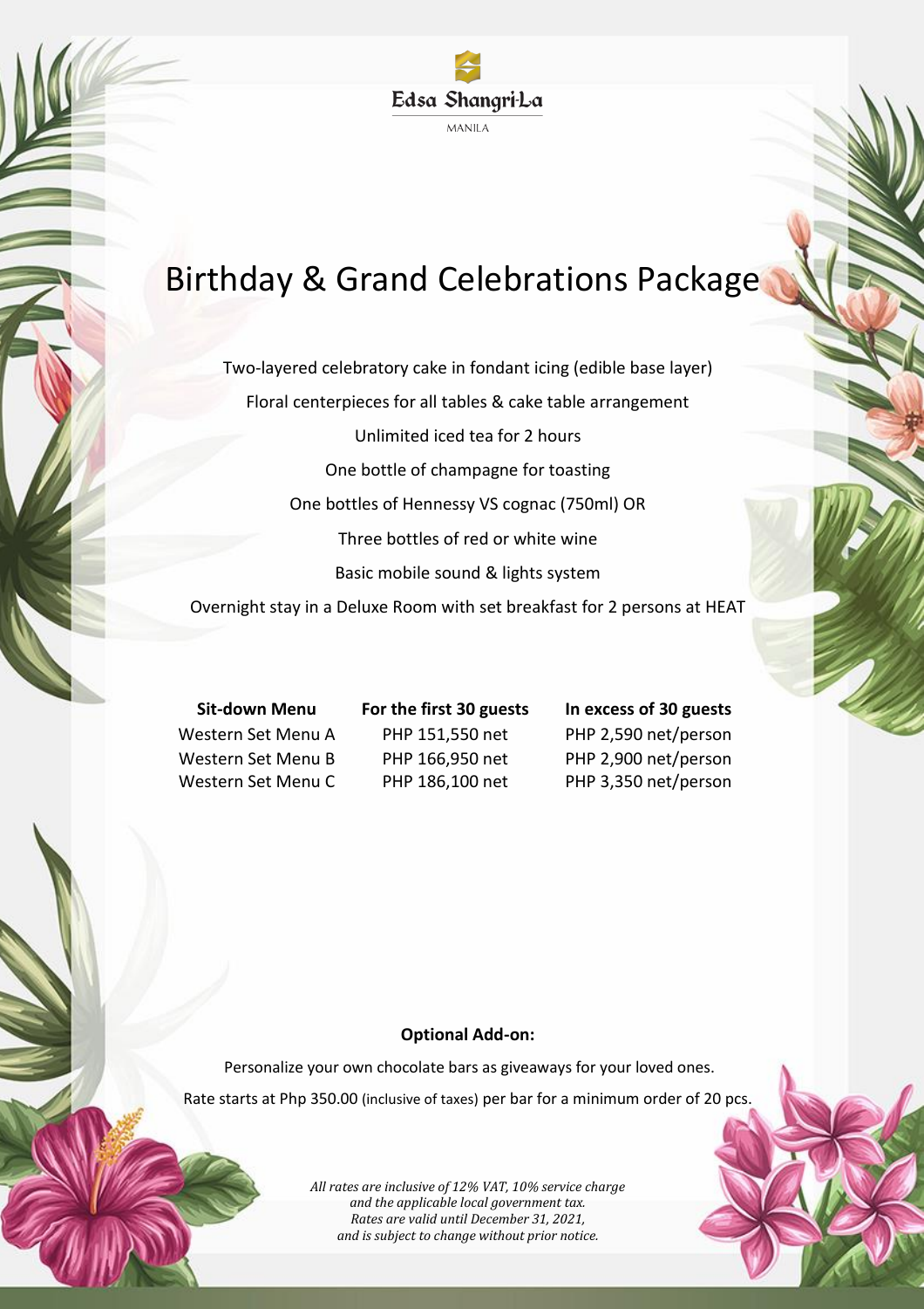Edsa Shangri-La

MANILA

# Birthday & Grand Celebrations Package

Two-layered celebratory cake in fondant icing (edible base layer)

Floral centerpieces for all tables & cake table arrangement

Unlimited iced tea for 2 hours

One bottle of champagne for toasting

One bottles of Hennessy VS cognac (750ml) OR

Three bottles of red or white wine

Basic mobile sound & lights system

Overnight stay in a Deluxe Room with set breakfast for 2 persons at HEAT

| Sit-down Menu | For the first 30 guests | In excess of 30 guests |
|---|---|---|
| Western Set Menu A | PHP 151,550 net | PHP 2,590 net/person |
| Western Set Menu B | PHP 166,950 net | PHP 2,900 net/person |
| Western Set Menu C | PHP 186,100 net | PHP 3,350 net/person |

**Optional Add-on:**

Personalize your own chocolate bars as giveaways for your loved ones.

Rate starts at Php 350.00 (inclusive of taxes) per bar for a minimum order of 20 pcs.

*All rates are inclusive of 12% VAT, 10% service charge and the applicable local government tax. Rates are valid until December 31, 2021, and is subject to change without prior notice.*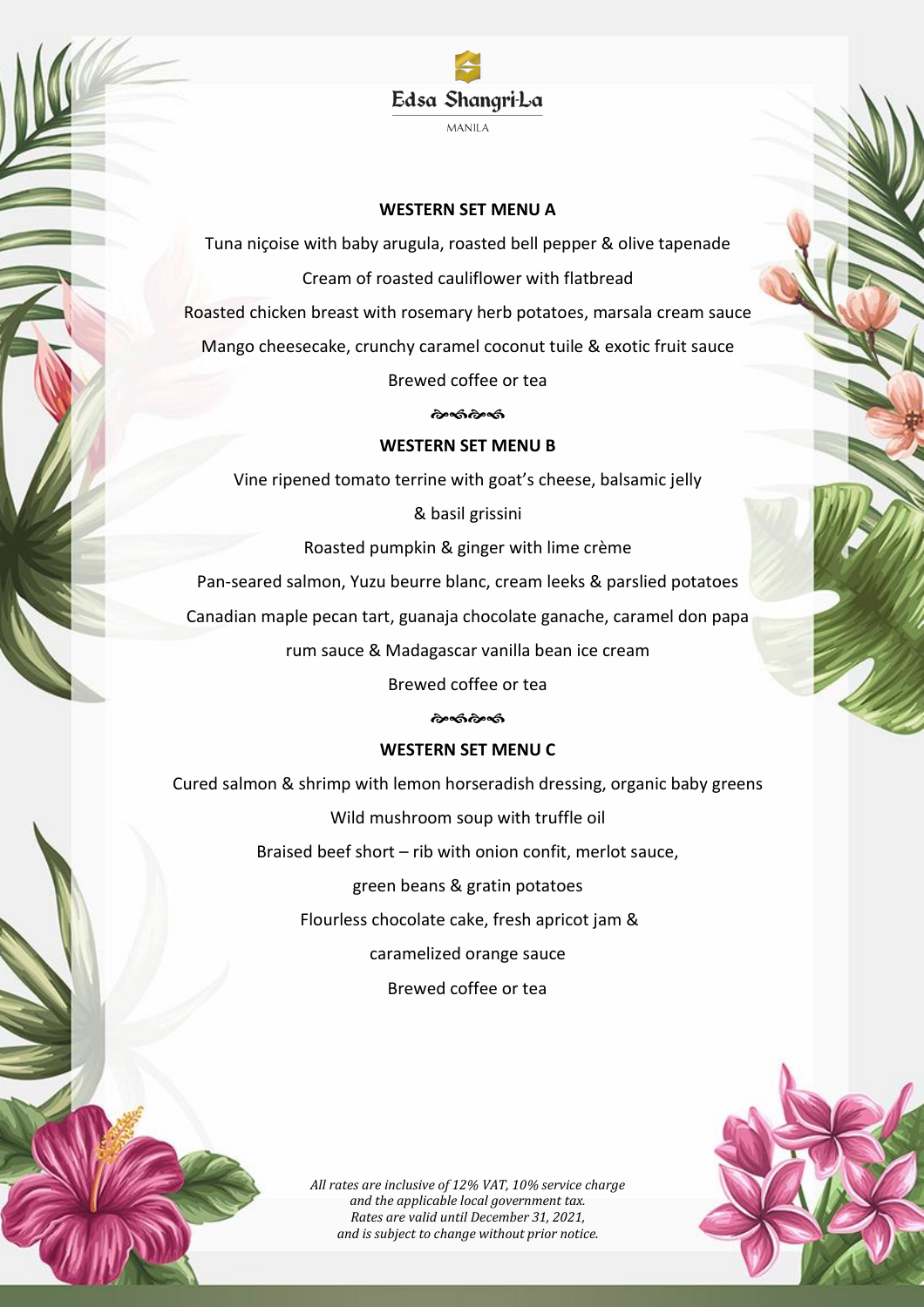Edsa Shangri-La

MANILA

## WESTERN SET MENU A

Tuna niçoise with baby arugula, roasted bell pepper & olive tapenade

Cream of roasted cauliflower with flatbread

Roasted chicken breast with rosemary herb potatoes, marsala cream sauce

Mango cheesecake, crunchy caramel coconut tuile & exotic fruit sauce

Brewed coffee or tea

## WESTERN SET MENU B

Vine ripened tomato terrine with goat's cheese, balsamic jelly & basil grissini

Roasted pumpkin & ginger with lime crème

Pan-seared salmon, Yuzu beurre blanc, cream leeks & parslied potatoes

Canadian maple pecan tart, guanaja chocolate ganache, caramel don papa rum sauce & Madagascar vanilla bean ice cream

Brewed coffee or tea

## WESTERN SET MENU C

Cured salmon & shrimp with lemon horseradish dressing, organic baby greens

Wild mushroom soup with truffle oil

Braised beef short – rib with onion confit, merlot sauce, green beans & gratin potatoes

Flourless chocolate cake, fresh apricot jam & caramelized orange sauce

Brewed coffee or tea

*All rates are inclusive of 12% VAT, 10% service charge and the applicable local government tax. Rates are valid until December 31, 2021, and is subject to change without prior notice.*